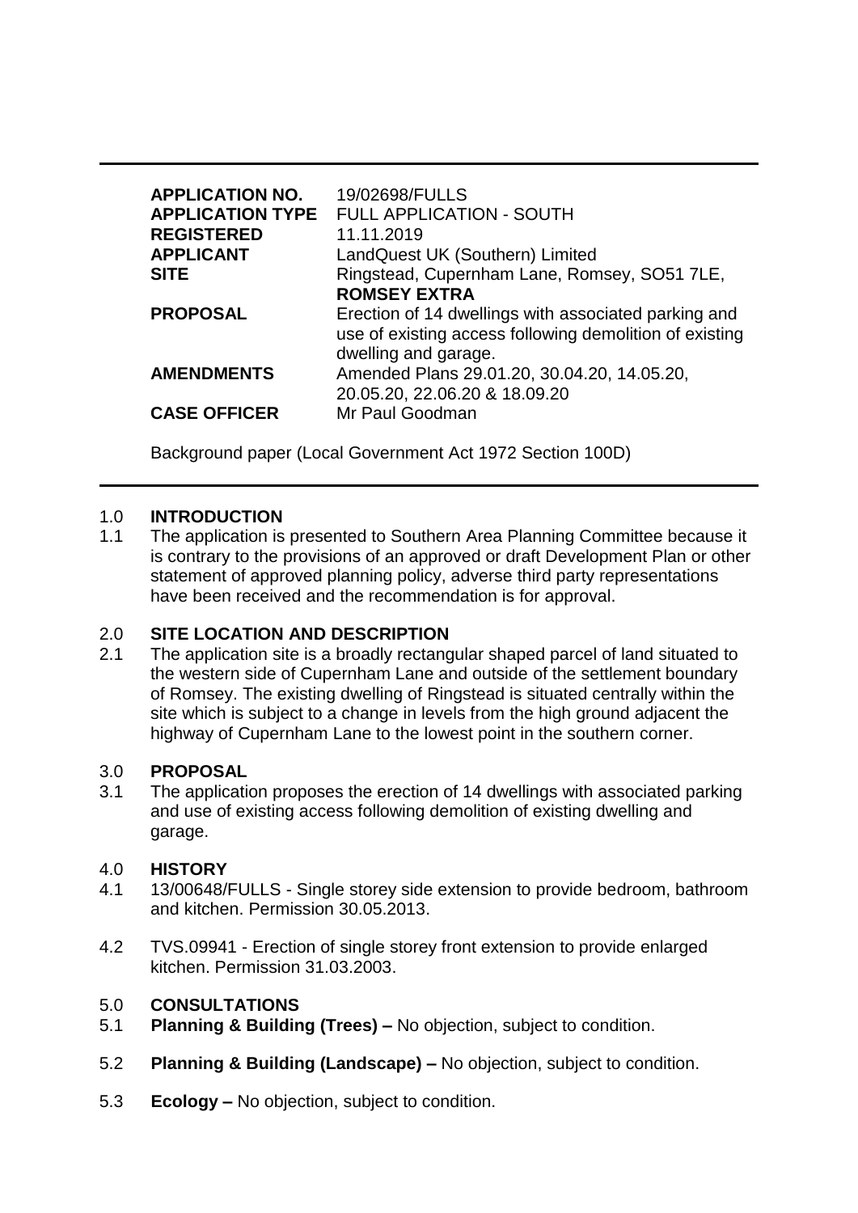| | |
|---|---|
| **APPLICATION NO.** | 19/02698/FULLS |
| **APPLICATION TYPE** | FULL APPLICATION - SOUTH |
| **REGISTERED** | 11.11.2019 |
| **APPLICANT** | LandQuest UK (Southern) Limited |
| **SITE** | Ringstead, Cupernham Lane, Romsey, SO51 7LE, **ROMSEY EXTRA** |
| **PROPOSAL** | Erection of 14 dwellings with associated parking and use of existing access following demolition of existing dwelling and garage. |
| **AMENDMENTS** | Amended Plans 29.01.20, 30.04.20, 14.05.20, 20.05.20, 22.06.20 & 18.09.20 |
| **CASE OFFICER** | Mr Paul Goodman |

Background paper (Local Government Act 1972 Section 100D)

## 1.0 INTRODUCTION

1.1 The application is presented to Southern Area Planning Committee because it is contrary to the provisions of an approved or draft Development Plan or other statement of approved planning policy, adverse third party representations have been received and the recommendation is for approval.

## 2.0 SITE LOCATION AND DESCRIPTION

2.1 The application site is a broadly rectangular shaped parcel of land situated to the western side of Cupernham Lane and outside of the settlement boundary of Romsey. The existing dwelling of Ringstead is situated centrally within the site which is subject to a change in levels from the high ground adjacent the highway of Cupernham Lane to the lowest point in the southern corner.

## 3.0 PROPOSAL

3.1 The application proposes the erection of 14 dwellings with associated parking and use of existing access following demolition of existing dwelling and garage.

## 4.0 HISTORY

4.1 13/00648/FULLS - Single storey side extension to provide bedroom, bathroom and kitchen. Permission 30.05.2013.

4.2 TVS.09941 - Erection of single storey front extension to provide enlarged kitchen. Permission 31.03.2003.

## 5.0 CONSULTATIONS

5.1 **Planning & Building (Trees) –** No objection, subject to condition.

5.2 **Planning & Building (Landscape) –** No objection, subject to condition.

5.3 **Ecology –** No objection, subject to condition.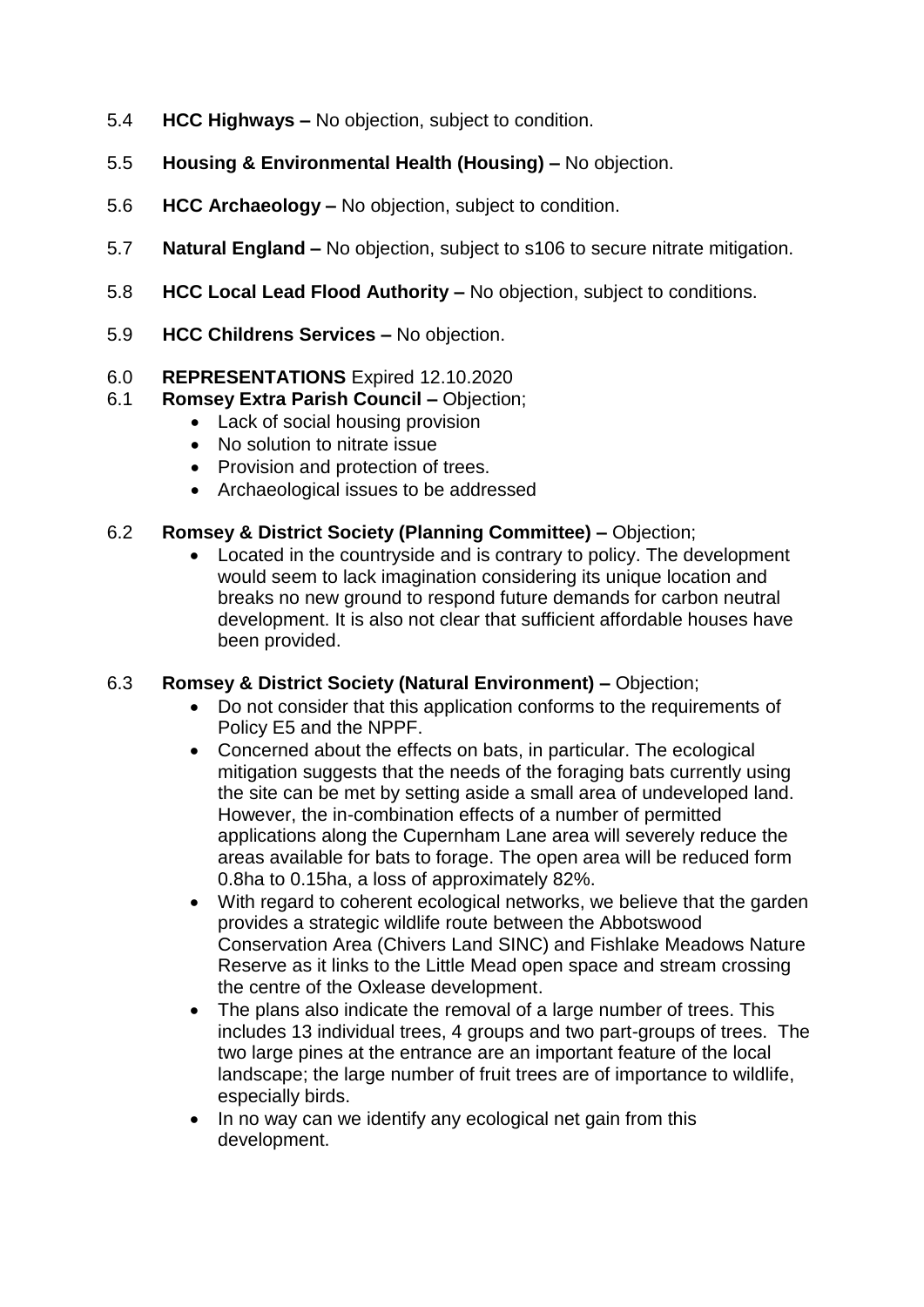5.4 **HCC Highways –** No objection, subject to condition.

5.5 **Housing & Environmental Health (Housing) –** No objection.

5.6 **HCC Archaeology –** No objection, subject to condition.

5.7 **Natural England –** No objection, subject to s106 to secure nitrate mitigation.

5.8 **HCC Local Lead Flood Authority –** No objection, subject to conditions.

5.9 **HCC Childrens Services –** No objection.

6.0 **REPRESENTATIONS** Expired 12.10.2020

6.1 **Romsey Extra Parish Council –** Objection;

- Lack of social housing provision
- No solution to nitrate issue
- Provision and protection of trees.
- Archaeological issues to be addressed

6.2 **Romsey & District Society (Planning Committee) –** Objection;

- Located in the countryside and is contrary to policy. The development would seem to lack imagination considering its unique location and breaks no new ground to respond future demands for carbon neutral development. It is also not clear that sufficient affordable houses have been provided.

6.3 **Romsey & District Society (Natural Environment) –** Objection;

- Do not consider that this application conforms to the requirements of Policy E5 and the NPPF.
- Concerned about the effects on bats, in particular. The ecological mitigation suggests that the needs of the foraging bats currently using the site can be met by setting aside a small area of undeveloped land. However, the in-combination effects of a number of permitted applications along the Cupernham Lane area will severely reduce the areas available for bats to forage. The open area will be reduced form 0.8ha to 0.15ha, a loss of approximately 82%.
- With regard to coherent ecological networks, we believe that the garden provides a strategic wildlife route between the Abbotswood Conservation Area (Chivers Land SINC) and Fishlake Meadows Nature Reserve as it links to the Little Mead open space and stream crossing the centre of the Oxlease development.
- The plans also indicate the removal of a large number of trees. This includes 13 individual trees, 4 groups and two part-groups of trees. The two large pines at the entrance are an important feature of the local landscape; the large number of fruit trees are of importance to wildlife, especially birds.
- In no way can we identify any ecological net gain from this development.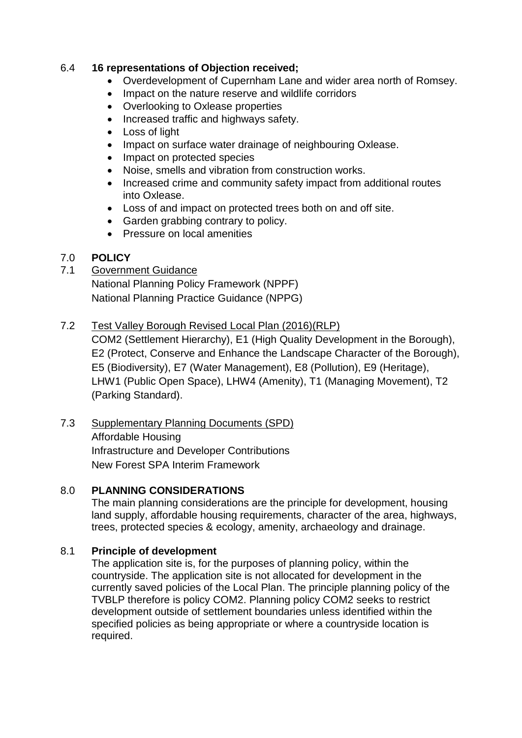6.4 **16 representations of Objection received;**

- Overdevelopment of Cupernham Lane and wider area north of Romsey.
- Impact on the nature reserve and wildlife corridors
- Overlooking to Oxlease properties
- Increased traffic and highways safety.
- Loss of light
- Impact on surface water drainage of neighbouring Oxlease.
- Impact on protected species
- Noise, smells and vibration from construction works.
- Increased crime and community safety impact from additional routes into Oxlease.
- Loss of and impact on protected trees both on and off site.
- Garden grabbing contrary to policy.
- Pressure on local amenities

## 7.0 POLICY

7.1 Government Guidance

National Planning Policy Framework (NPPF)
National Planning Practice Guidance (NPPG)

7.2 Test Valley Borough Revised Local Plan (2016)(RLP)

COM2 (Settlement Hierarchy), E1 (High Quality Development in the Borough), E2 (Protect, Conserve and Enhance the Landscape Character of the Borough), E5 (Biodiversity), E7 (Water Management), E8 (Pollution), E9 (Heritage), LHW1 (Public Open Space), LHW4 (Amenity), T1 (Managing Movement), T2 (Parking Standard).

7.3 Supplementary Planning Documents (SPD)

Affordable Housing
Infrastructure and Developer Contributions
New Forest SPA Interim Framework

## 8.0 PLANNING CONSIDERATIONS

The main planning considerations are the principle for development, housing land supply, affordable housing requirements, character of the area, highways, trees, protected species & ecology, amenity, archaeology and drainage.

### 8.1 Principle of development

The application site is, for the purposes of planning policy, within the countryside. The application site is not allocated for development in the currently saved policies of the Local Plan. The principle planning policy of the TVBLP therefore is policy COM2. Planning policy COM2 seeks to restrict development outside of settlement boundaries unless identified within the specified policies as being appropriate or where a countryside location is required.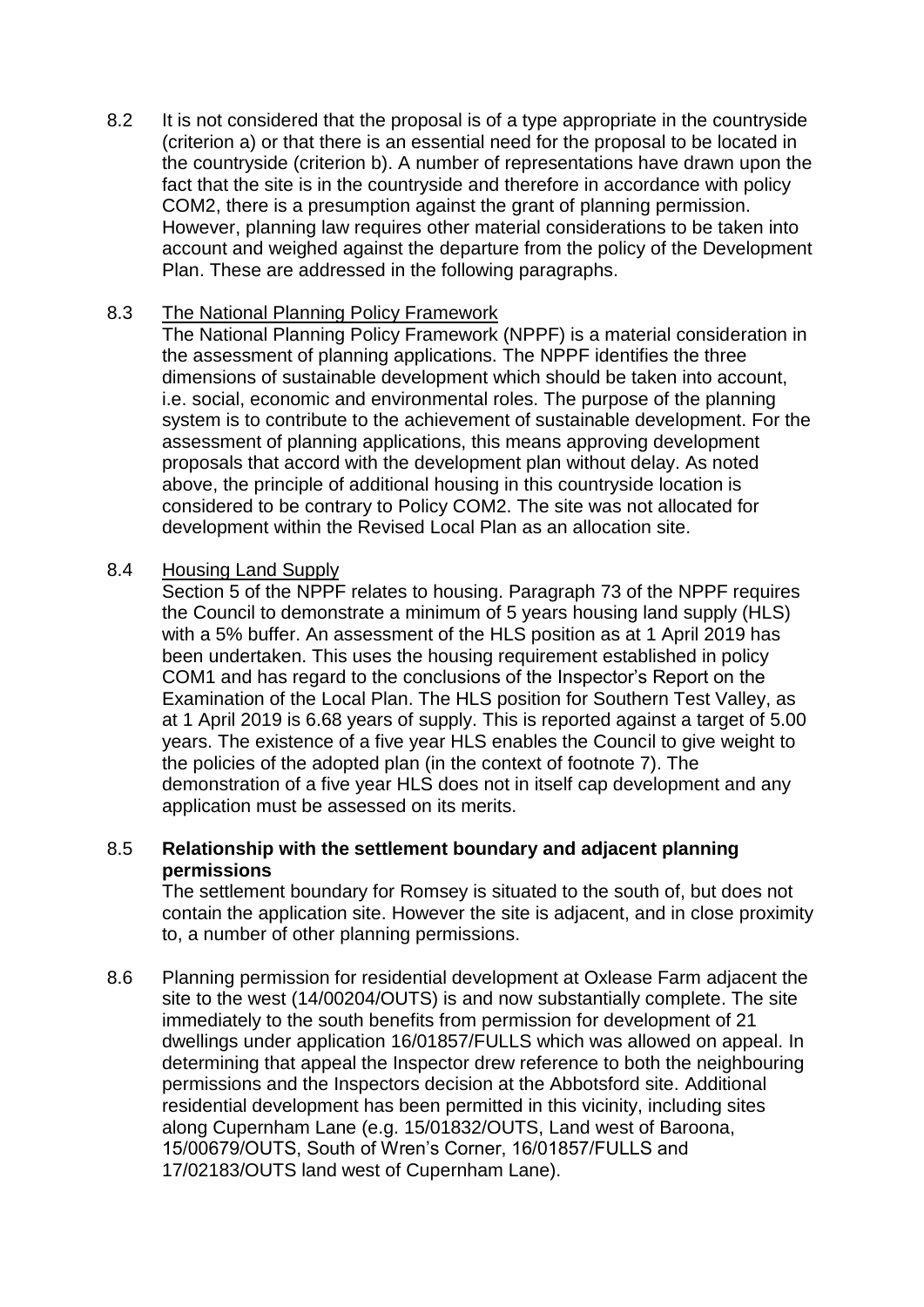8.2 It is not considered that the proposal is of a type appropriate in the countryside (criterion a) or that there is an essential need for the proposal to be located in the countryside (criterion b). A number of representations have drawn upon the fact that the site is in the countryside and therefore in accordance with policy COM2, there is a presumption against the grant of planning permission. However, planning law requires other material considerations to be taken into account and weighed against the departure from the policy of the Development Plan. These are addressed in the following paragraphs.

8.3 The National Planning Policy Framework

The National Planning Policy Framework (NPPF) is a material consideration in the assessment of planning applications. The NPPF identifies the three dimensions of sustainable development which should be taken into account, i.e. social, economic and environmental roles. The purpose of the planning system is to contribute to the achievement of sustainable development. For the assessment of planning applications, this means approving development proposals that accord with the development plan without delay. As noted above, the principle of additional housing in this countryside location is considered to be contrary to Policy COM2. The site was not allocated for development within the Revised Local Plan as an allocation site.

8.4 Housing Land Supply

Section 5 of the NPPF relates to housing. Paragraph 73 of the NPPF requires the Council to demonstrate a minimum of 5 years housing land supply (HLS) with a 5% buffer. An assessment of the HLS position as at 1 April 2019 has been undertaken. This uses the housing requirement established in policy COM1 and has regard to the conclusions of the Inspector's Report on the Examination of the Local Plan. The HLS position for Southern Test Valley, as at 1 April 2019 is 6.68 years of supply. This is reported against a target of 5.00 years. The existence of a five year HLS enables the Council to give weight to the policies of the adopted plan (in the context of footnote 7). The demonstration of a five year HLS does not in itself cap development and any application must be assessed on its merits.

8.5 **Relationship with the settlement boundary and adjacent planning permissions**

The settlement boundary for Romsey is situated to the south of, but does not contain the application site. However the site is adjacent, and in close proximity to, a number of other planning permissions.

8.6 Planning permission for residential development at Oxlease Farm adjacent the site to the west (14/00204/OUTS) is and now substantially complete. The site immediately to the south benefits from permission for development of 21 dwellings under application 16/01857/FULLS which was allowed on appeal. In determining that appeal the Inspector drew reference to both the neighbouring permissions and the Inspectors decision at the Abbotsford site. Additional residential development has been permitted in this vicinity, including sites along Cupernham Lane (e.g. 15/01832/OUTS, Land west of Baroona, 15/00679/OUTS, South of Wren's Corner, 16/01857/FULLS and 17/02183/OUTS land west of Cupernham Lane).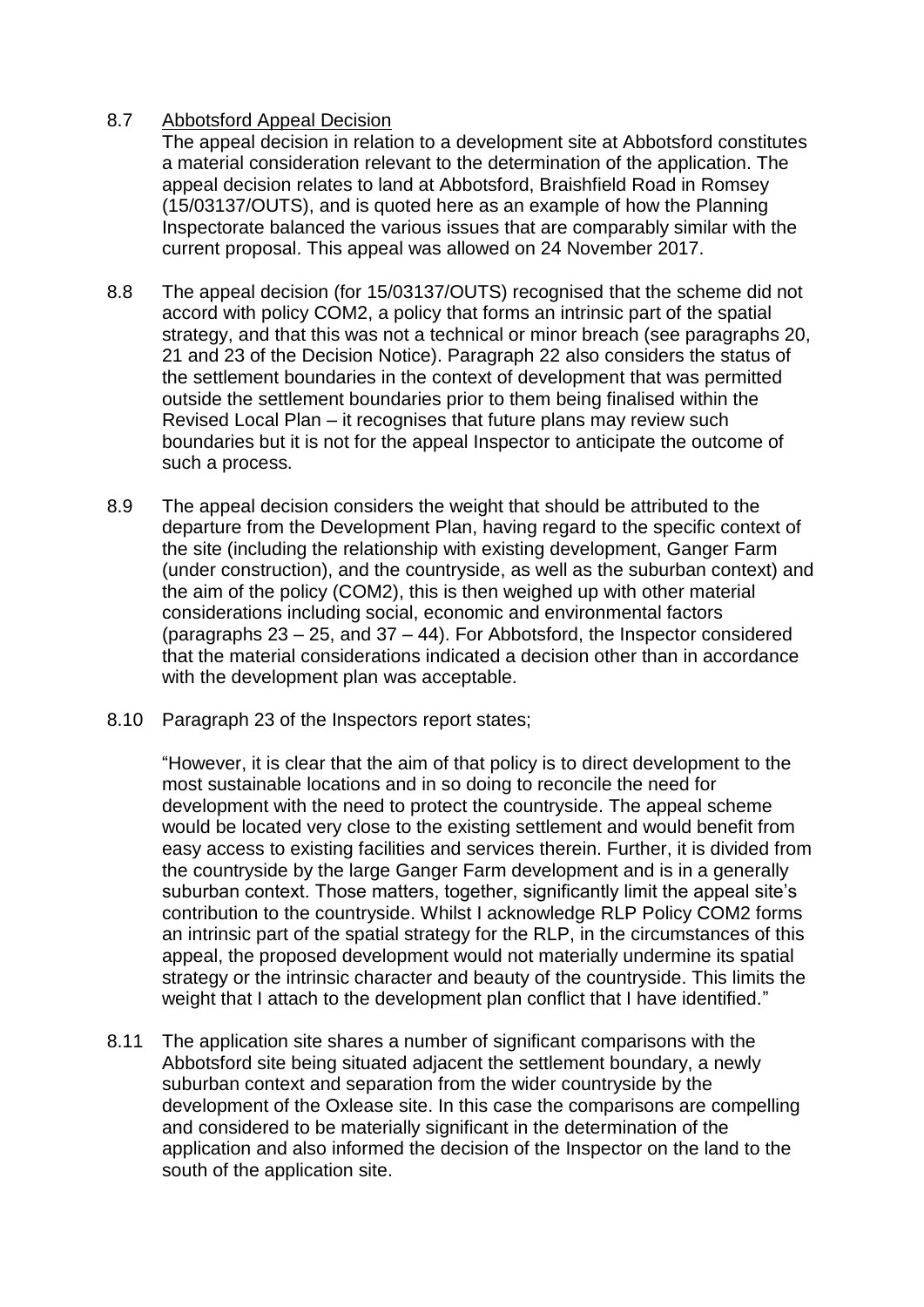8.7 <u>Abbotsford Appeal Decision</u>

The appeal decision in relation to a development site at Abbotsford constitutes a material consideration relevant to the determination of the application. The appeal decision relates to land at Abbotsford, Braishfield Road in Romsey (15/03137/OUTS), and is quoted here as an example of how the Planning Inspectorate balanced the various issues that are comparably similar with the current proposal. This appeal was allowed on 24 November 2017.

8.8 The appeal decision (for 15/03137/OUTS) recognised that the scheme did not accord with policy COM2, a policy that forms an intrinsic part of the spatial strategy, and that this was not a technical or minor breach (see paragraphs 20, 21 and 23 of the Decision Notice). Paragraph 22 also considers the status of the settlement boundaries in the context of development that was permitted outside the settlement boundaries prior to them being finalised within the Revised Local Plan – it recognises that future plans may review such boundaries but it is not for the appeal Inspector to anticipate the outcome of such a process.

8.9 The appeal decision considers the weight that should be attributed to the departure from the Development Plan, having regard to the specific context of the site (including the relationship with existing development, Ganger Farm (under construction), and the countryside, as well as the suburban context) and the aim of the policy (COM2), this is then weighed up with other material considerations including social, economic and environmental factors (paragraphs 23 – 25, and 37 – 44). For Abbotsford, the Inspector considered that the material considerations indicated a decision other than in accordance with the development plan was acceptable.

8.10 Paragraph 23 of the Inspectors report states;

"However, it is clear that the aim of that policy is to direct development to the most sustainable locations and in so doing to reconcile the need for development with the need to protect the countryside. The appeal scheme would be located very close to the existing settlement and would benefit from easy access to existing facilities and services therein. Further, it is divided from the countryside by the large Ganger Farm development and is in a generally suburban context. Those matters, together, significantly limit the appeal site's contribution to the countryside. Whilst I acknowledge RLP Policy COM2 forms an intrinsic part of the spatial strategy for the RLP, in the circumstances of this appeal, the proposed development would not materially undermine its spatial strategy or the intrinsic character and beauty of the countryside. This limits the weight that I attach to the development plan conflict that I have identified."

8.11 The application site shares a number of significant comparisons with the Abbotsford site being situated adjacent the settlement boundary, a newly suburban context and separation from the wider countryside by the development of the Oxlease site. In this case the comparisons are compelling and considered to be materially significant in the determination of the application and also informed the decision of the Inspector on the land to the south of the application site.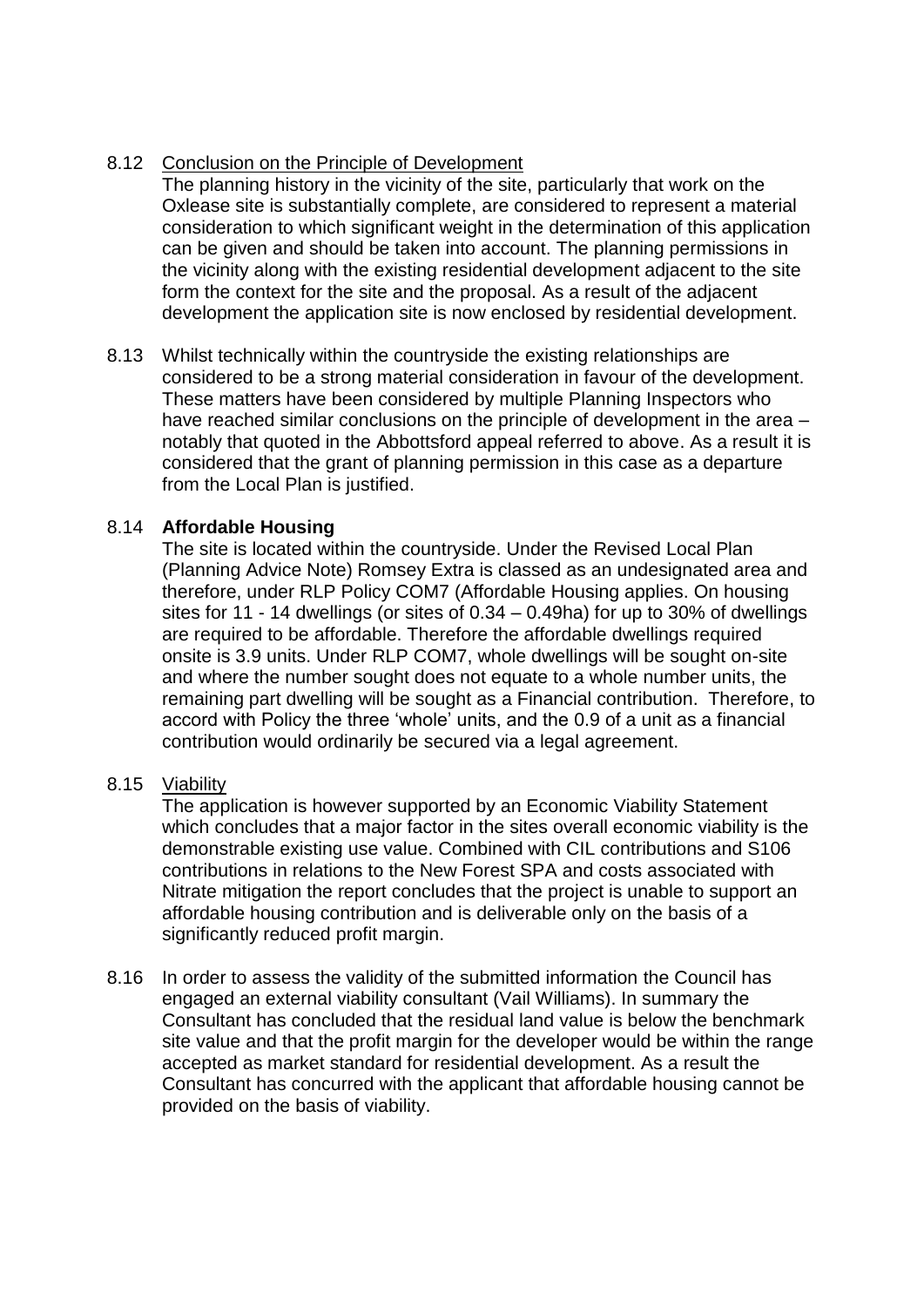8.12 Conclusion on the Principle of Development

The planning history in the vicinity of the site, particularly that work on the Oxlease site is substantially complete, are considered to represent a material consideration to which significant weight in the determination of this application can be given and should be taken into account. The planning permissions in the vicinity along with the existing residential development adjacent to the site form the context for the site and the proposal. As a result of the adjacent development the application site is now enclosed by residential development.

8.13 Whilst technically within the countryside the existing relationships are considered to be a strong material consideration in favour of the development. These matters have been considered by multiple Planning Inspectors who have reached similar conclusions on the principle of development in the area – notably that quoted in the Abbottsford appeal referred to above. As a result it is considered that the grant of planning permission in this case as a departure from the Local Plan is justified.

8.14 **Affordable Housing**

The site is located within the countryside. Under the Revised Local Plan (Planning Advice Note) Romsey Extra is classed as an undesignated area and therefore, under RLP Policy COM7 (Affordable Housing applies. On housing sites for 11 - 14 dwellings (or sites of 0.34 – 0.49ha) for up to 30% of dwellings are required to be affordable. Therefore the affordable dwellings required onsite is 3.9 units. Under RLP COM7, whole dwellings will be sought on-site and where the number sought does not equate to a whole number units, the remaining part dwelling will be sought as a Financial contribution. Therefore, to accord with Policy the three 'whole' units, and the 0.9 of a unit as a financial contribution would ordinarily be secured via a legal agreement.

8.15 Viability

The application is however supported by an Economic Viability Statement which concludes that a major factor in the sites overall economic viability is the demonstrable existing use value. Combined with CIL contributions and S106 contributions in relations to the New Forest SPA and costs associated with Nitrate mitigation the report concludes that the project is unable to support an affordable housing contribution and is deliverable only on the basis of a significantly reduced profit margin.

8.16 In order to assess the validity of the submitted information the Council has engaged an external viability consultant (Vail Williams). In summary the Consultant has concluded that the residual land value is below the benchmark site value and that the profit margin for the developer would be within the range accepted as market standard for residential development. As a result the Consultant has concurred with the applicant that affordable housing cannot be provided on the basis of viability.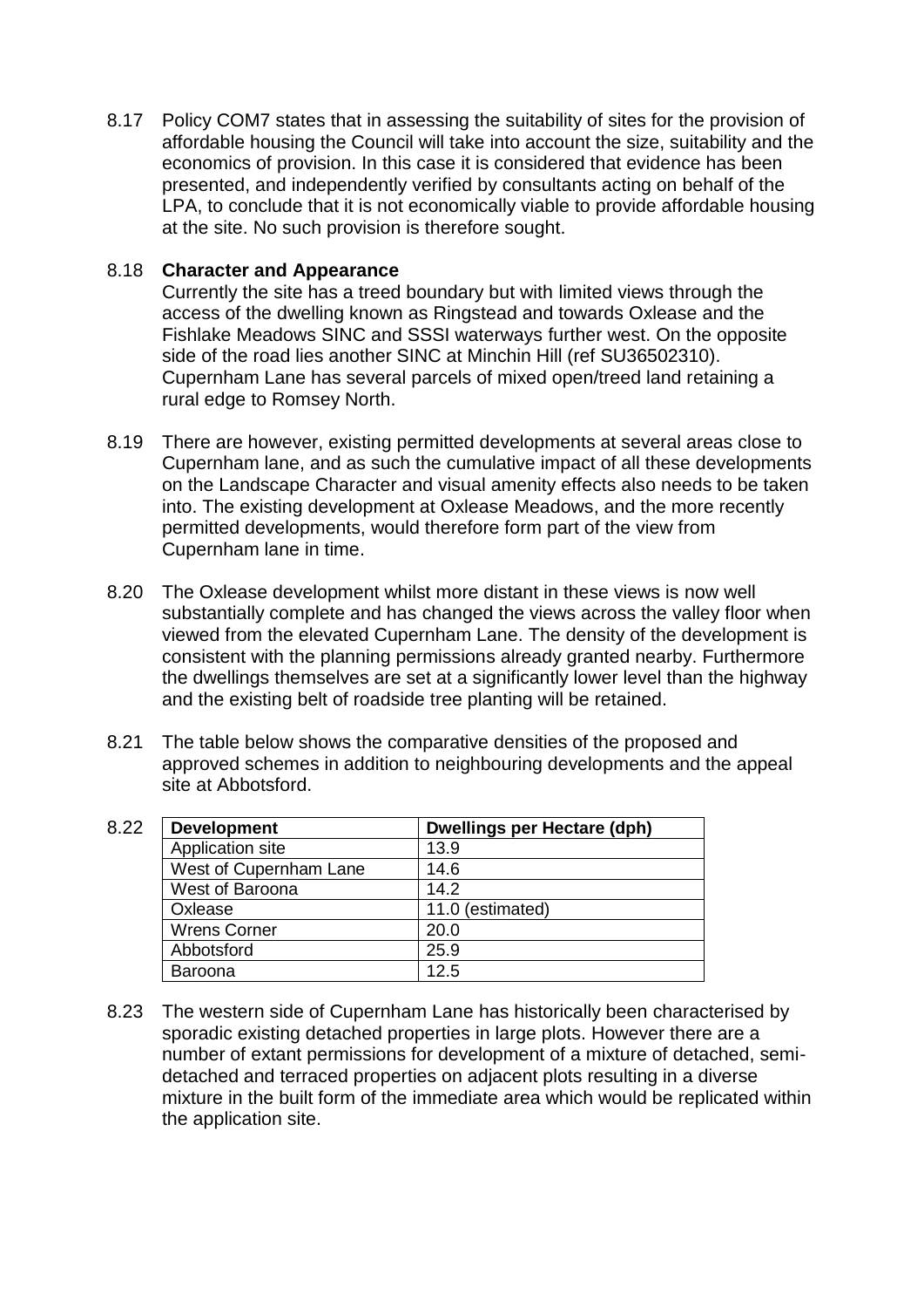8.17 Policy COM7 states that in assessing the suitability of sites for the provision of affordable housing the Council will take into account the size, suitability and the economics of provision. In this case it is considered that evidence has been presented, and independently verified by consultants acting on behalf of the LPA, to conclude that it is not economically viable to provide affordable housing at the site. No such provision is therefore sought.

8.18 **Character and Appearance**
Currently the site has a treed boundary but with limited views through the access of the dwelling known as Ringstead and towards Oxlease and the Fishlake Meadows SINC and SSSI waterways further west. On the opposite side of the road lies another SINC at Minchin Hill (ref SU36502310). Cupernham Lane has several parcels of mixed open/treed land retaining a rural edge to Romsey North.

8.19 There are however, existing permitted developments at several areas close to Cupernham lane, and as such the cumulative impact of all these developments on the Landscape Character and visual amenity effects also needs to be taken into. The existing development at Oxlease Meadows, and the more recently permitted developments, would therefore form part of the view from Cupernham lane in time.

8.20 The Oxlease development whilst more distant in these views is now well substantially complete and has changed the views across the valley floor when viewed from the elevated Cupernham Lane. The density of the development is consistent with the planning permissions already granted nearby. Furthermore the dwellings themselves are set at a significantly lower level than the highway and the existing belt of roadside tree planting will be retained.

8.21 The table below shows the comparative densities of the proposed and approved schemes in addition to neighbouring developments and the appeal site at Abbotsford.

8.22

| Development | Dwellings per Hectare (dph) |
|---|---|
| Application site | 13.9 |
| West of Cupernham Lane | 14.6 |
| West of Baroona | 14.2 |
| Oxlease | 11.0 (estimated) |
| Wrens Corner | 20.0 |
| Abbotsford | 25.9 |
| Baroona | 12.5 |

8.23 The western side of Cupernham Lane has historically been characterised by sporadic existing detached properties in large plots. However there are a number of extant permissions for development of a mixture of detached, semi-detached and terraced properties on adjacent plots resulting in a diverse mixture in the built form of the immediate area which would be replicated within the application site.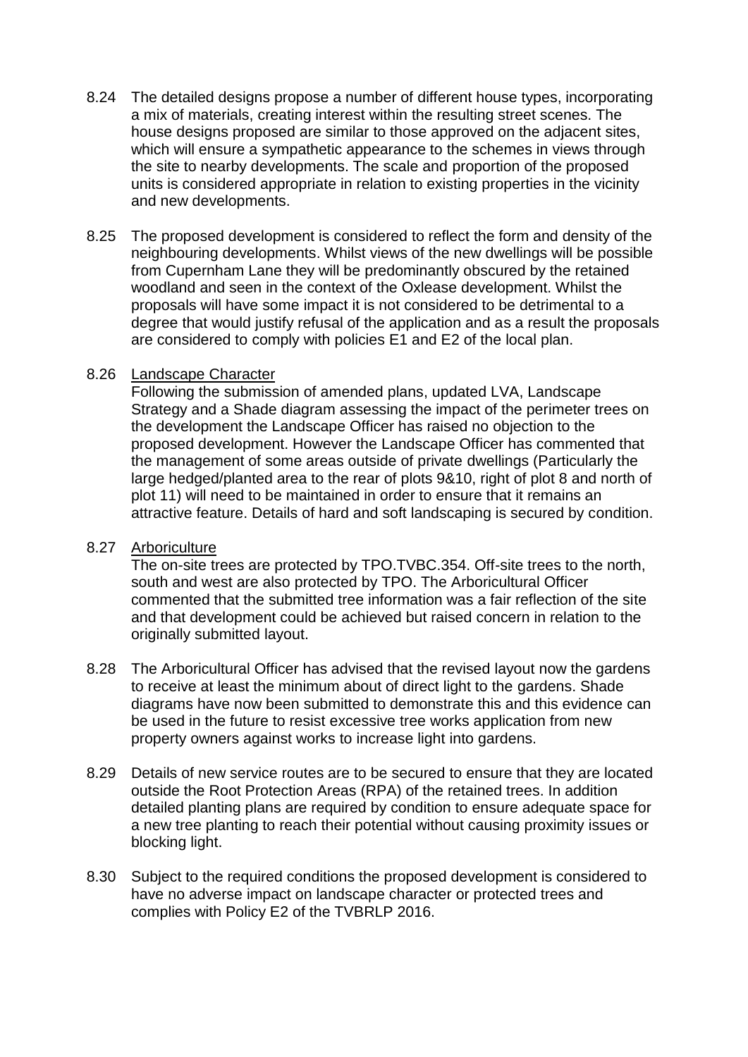8.24 The detailed designs propose a number of different house types, incorporating a mix of materials, creating interest within the resulting street scenes. The house designs proposed are similar to those approved on the adjacent sites, which will ensure a sympathetic appearance to the schemes in views through the site to nearby developments. The scale and proportion of the proposed units is considered appropriate in relation to existing properties in the vicinity and new developments.

8.25 The proposed development is considered to reflect the form and density of the neighbouring developments. Whilst views of the new dwellings will be possible from Cupernham Lane they will be predominantly obscured by the retained woodland and seen in the context of the Oxlease development. Whilst the proposals will have some impact it is not considered to be detrimental to a degree that would justify refusal of the application and as a result the proposals are considered to comply with policies E1 and E2 of the local plan.

8.26 <u>Landscape Character</u>
Following the submission of amended plans, updated LVA, Landscape Strategy and a Shade diagram assessing the impact of the perimeter trees on the development the Landscape Officer has raised no objection to the proposed development. However the Landscape Officer has commented that the management of some areas outside of private dwellings (Particularly the large hedged/planted area to the rear of plots 9&10, right of plot 8 and north of plot 11) will need to be maintained in order to ensure that it remains an attractive feature. Details of hard and soft landscaping is secured by condition.

8.27 <u>Arboriculture</u>
The on-site trees are protected by TPO.TVBC.354. Off-site trees to the north, south and west are also protected by TPO. The Arboricultural Officer commented that the submitted tree information was a fair reflection of the site and that development could be achieved but raised concern in relation to the originally submitted layout.

8.28 The Arboricultural Officer has advised that the revised layout now the gardens to receive at least the minimum about of direct light to the gardens. Shade diagrams have now been submitted to demonstrate this and this evidence can be used in the future to resist excessive tree works application from new property owners against works to increase light into gardens.

8.29 Details of new service routes are to be secured to ensure that they are located outside the Root Protection Areas (RPA) of the retained trees. In addition detailed planting plans are required by condition to ensure adequate space for a new tree planting to reach their potential without causing proximity issues or blocking light.

8.30 Subject to the required conditions the proposed development is considered to have no adverse impact on landscape character or protected trees and complies with Policy E2 of the TVBRLP 2016.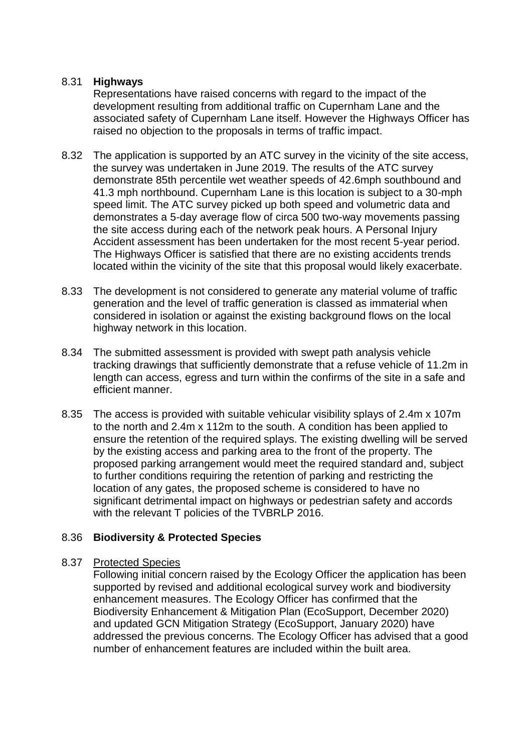8.31 **Highways**

Representations have raised concerns with regard to the impact of the development resulting from additional traffic on Cupernham Lane and the associated safety of Cupernham Lane itself. However the Highways Officer has raised no objection to the proposals in terms of traffic impact.

8.32 The application is supported by an ATC survey in the vicinity of the site access, the survey was undertaken in June 2019. The results of the ATC survey demonstrate 85th percentile wet weather speeds of 42.6mph southbound and 41.3 mph northbound. Cupernham Lane is this location is subject to a 30-mph speed limit. The ATC survey picked up both speed and volumetric data and demonstrates a 5-day average flow of circa 500 two-way movements passing the site access during each of the network peak hours. A Personal Injury Accident assessment has been undertaken for the most recent 5-year period. The Highways Officer is satisfied that there are no existing accidents trends located within the vicinity of the site that this proposal would likely exacerbate.

8.33 The development is not considered to generate any material volume of traffic generation and the level of traffic generation is classed as immaterial when considered in isolation or against the existing background flows on the local highway network in this location.

8.34 The submitted assessment is provided with swept path analysis vehicle tracking drawings that sufficiently demonstrate that a refuse vehicle of 11.2m in length can access, egress and turn within the confirms of the site in a safe and efficient manner.

8.35 The access is provided with suitable vehicular visibility splays of 2.4m x 107m to the north and 2.4m x 112m to the south. A condition has been applied to ensure the retention of the required splays. The existing dwelling will be served by the existing access and parking area to the front of the property. The proposed parking arrangement would meet the required standard and, subject to further conditions requiring the retention of parking and restricting the location of any gates, the proposed scheme is considered to have no significant detrimental impact on highways or pedestrian safety and accords with the relevant T policies of the TVBRLP 2016.

8.36 **Biodiversity & Protected Species**

8.37 <u>Protected Species</u>

Following initial concern raised by the Ecology Officer the application has been supported by revised and additional ecological survey work and biodiversity enhancement measures. The Ecology Officer has confirmed that the Biodiversity Enhancement & Mitigation Plan (EcoSupport, December 2020) and updated GCN Mitigation Strategy (EcoSupport, January 2020) have addressed the previous concerns. The Ecology Officer has advised that a good number of enhancement features are included within the built area.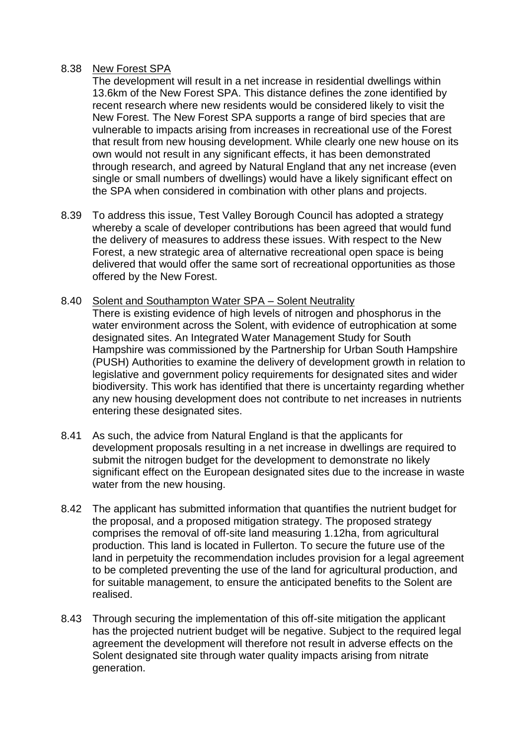8.38 <u>New Forest SPA</u>

The development will result in a net increase in residential dwellings within 13.6km of the New Forest SPA. This distance defines the zone identified by recent research where new residents would be considered likely to visit the New Forest. The New Forest SPA supports a range of bird species that are vulnerable to impacts arising from increases in recreational use of the Forest that result from new housing development. While clearly one new house on its own would not result in any significant effects, it has been demonstrated through research, and agreed by Natural England that any net increase (even single or small numbers of dwellings) would have a likely significant effect on the SPA when considered in combination with other plans and projects.

8.39 To address this issue, Test Valley Borough Council has adopted a strategy whereby a scale of developer contributions has been agreed that would fund the delivery of measures to address these issues. With respect to the New Forest, a new strategic area of alternative recreational open space is being delivered that would offer the same sort of recreational opportunities as those offered by the New Forest.

8.40 <u>Solent and Southampton Water SPA – Solent Neutrality</u>

There is existing evidence of high levels of nitrogen and phosphorus in the water environment across the Solent, with evidence of eutrophication at some designated sites. An Integrated Water Management Study for South Hampshire was commissioned by the Partnership for Urban South Hampshire (PUSH) Authorities to examine the delivery of development growth in relation to legislative and government policy requirements for designated sites and wider biodiversity. This work has identified that there is uncertainty regarding whether any new housing development does not contribute to net increases in nutrients entering these designated sites.

8.41 As such, the advice from Natural England is that the applicants for development proposals resulting in a net increase in dwellings are required to submit the nitrogen budget for the development to demonstrate no likely significant effect on the European designated sites due to the increase in waste water from the new housing.

8.42 The applicant has submitted information that quantifies the nutrient budget for the proposal, and a proposed mitigation strategy. The proposed strategy comprises the removal of off-site land measuring 1.12ha, from agricultural production. This land is located in Fullerton. To secure the future use of the land in perpetuity the recommendation includes provision for a legal agreement to be completed preventing the use of the land for agricultural production, and for suitable management, to ensure the anticipated benefits to the Solent are realised.

8.43 Through securing the implementation of this off-site mitigation the applicant has the projected nutrient budget will be negative. Subject to the required legal agreement the development will therefore not result in adverse effects on the Solent designated site through water quality impacts arising from nitrate generation.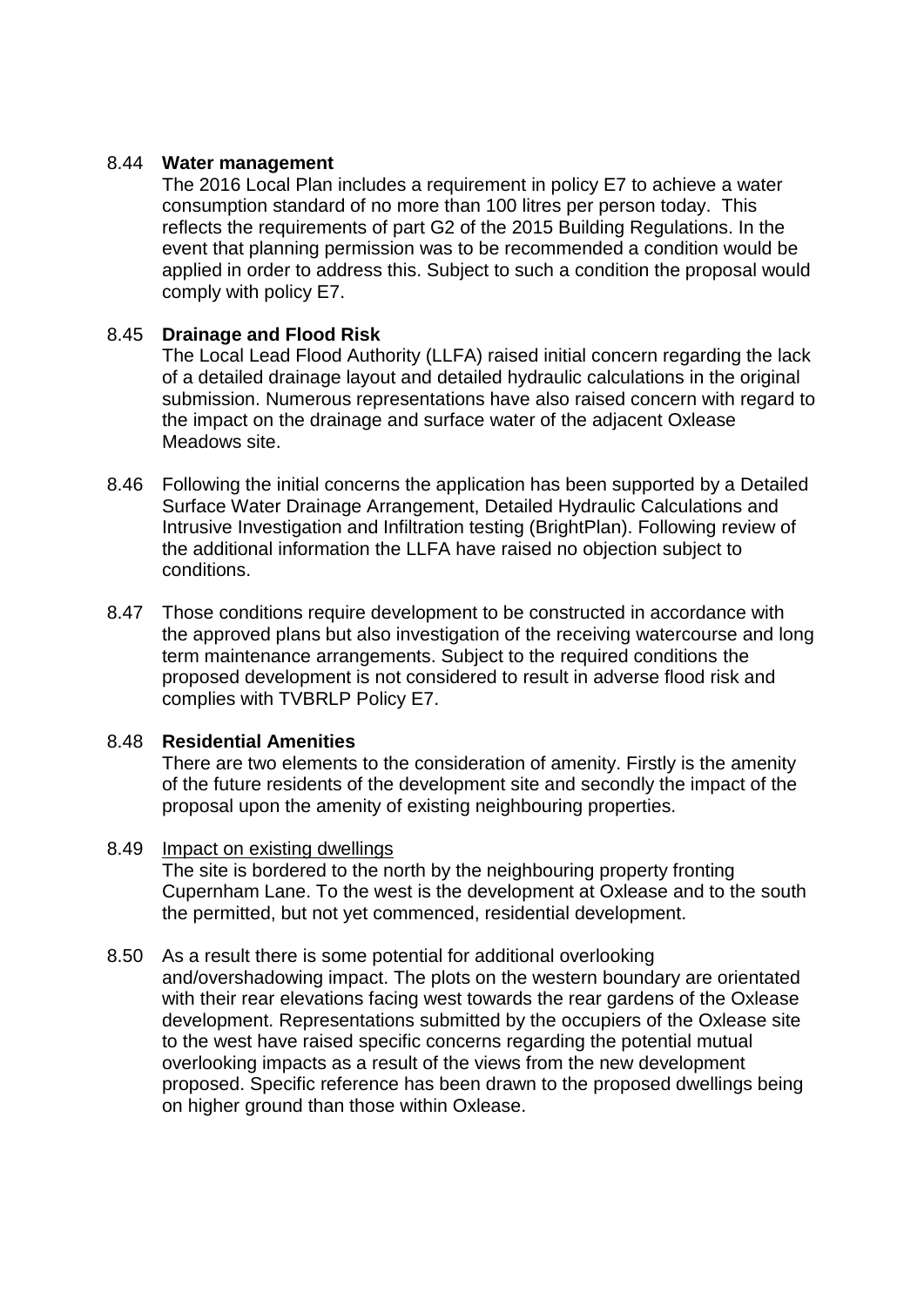8.44 **Water management**

The 2016 Local Plan includes a requirement in policy E7 to achieve a water consumption standard of no more than 100 litres per person today. This reflects the requirements of part G2 of the 2015 Building Regulations. In the event that planning permission was to be recommended a condition would be applied in order to address this. Subject to such a condition the proposal would comply with policy E7.

8.45 **Drainage and Flood Risk**

The Local Lead Flood Authority (LLFA) raised initial concern regarding the lack of a detailed drainage layout and detailed hydraulic calculations in the original submission. Numerous representations have also raised concern with regard to the impact on the drainage and surface water of the adjacent Oxlease Meadows site.

8.46 Following the initial concerns the application has been supported by a Detailed Surface Water Drainage Arrangement, Detailed Hydraulic Calculations and Intrusive Investigation and Infiltration testing (BrightPlan). Following review of the additional information the LLFA have raised no objection subject to conditions.

8.47 Those conditions require development to be constructed in accordance with the approved plans but also investigation of the receiving watercourse and long term maintenance arrangements. Subject to the required conditions the proposed development is not considered to result in adverse flood risk and complies with TVBRLP Policy E7.

8.48 **Residential Amenities**

There are two elements to the consideration of amenity. Firstly is the amenity of the future residents of the development site and secondly the impact of the proposal upon the amenity of existing neighbouring properties.

8.49 Impact on existing dwellings

The site is bordered to the north by the neighbouring property fronting Cupernham Lane. To the west is the development at Oxlease and to the south the permitted, but not yet commenced, residential development.

8.50 As a result there is some potential for additional overlooking and/overshadowing impact. The plots on the western boundary are orientated with their rear elevations facing west towards the rear gardens of the Oxlease development. Representations submitted by the occupiers of the Oxlease site to the west have raised specific concerns regarding the potential mutual overlooking impacts as a result of the views from the new development proposed. Specific reference has been drawn to the proposed dwellings being on higher ground than those within Oxlease.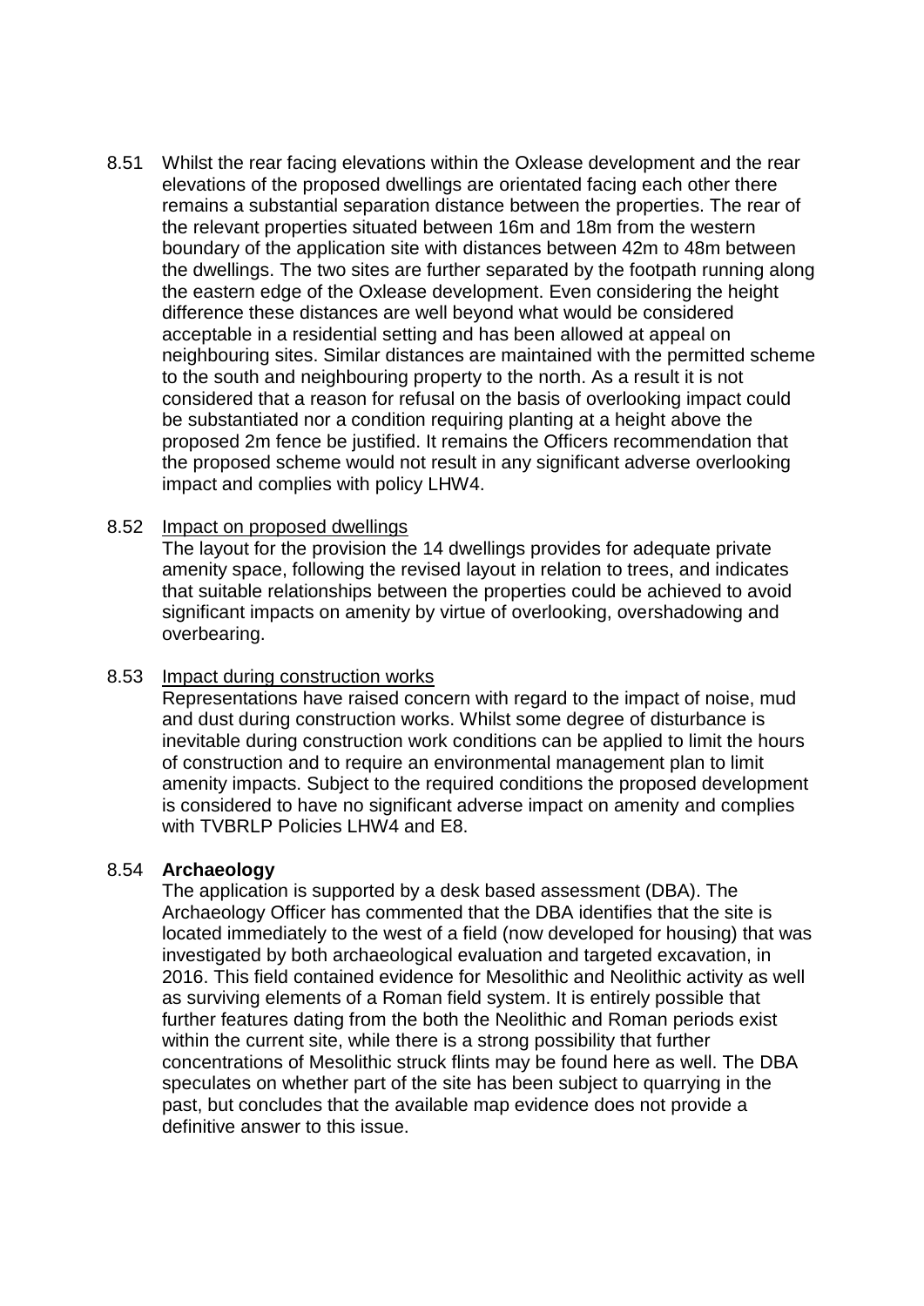8.51 Whilst the rear facing elevations within the Oxlease development and the rear elevations of the proposed dwellings are orientated facing each other there remains a substantial separation distance between the properties. The rear of the relevant properties situated between 16m and 18m from the western boundary of the application site with distances between 42m to 48m between the dwellings. The two sites are further separated by the footpath running along the eastern edge of the Oxlease development. Even considering the height difference these distances are well beyond what would be considered acceptable in a residential setting and has been allowed at appeal on neighbouring sites. Similar distances are maintained with the permitted scheme to the south and neighbouring property to the north. As a result it is not considered that a reason for refusal on the basis of overlooking impact could be substantiated nor a condition requiring planting at a height above the proposed 2m fence be justified. It remains the Officers recommendation that the proposed scheme would not result in any significant adverse overlooking impact and complies with policy LHW4.

8.52 Impact on proposed dwellings

The layout for the provision the 14 dwellings provides for adequate private amenity space, following the revised layout in relation to trees, and indicates that suitable relationships between the properties could be achieved to avoid significant impacts on amenity by virtue of overlooking, overshadowing and overbearing.

8.53 Impact during construction works

Representations have raised concern with regard to the impact of noise, mud and dust during construction works. Whilst some degree of disturbance is inevitable during construction work conditions can be applied to limit the hours of construction and to require an environmental management plan to limit amenity impacts. Subject to the required conditions the proposed development is considered to have no significant adverse impact on amenity and complies with TVBRLP Policies LHW4 and E8.

8.54 **Archaeology**

The application is supported by a desk based assessment (DBA). The Archaeology Officer has commented that the DBA identifies that the site is located immediately to the west of a field (now developed for housing) that was investigated by both archaeological evaluation and targeted excavation, in 2016. This field contained evidence for Mesolithic and Neolithic activity as well as surviving elements of a Roman field system. It is entirely possible that further features dating from the both the Neolithic and Roman periods exist within the current site, while there is a strong possibility that further concentrations of Mesolithic struck flints may be found here as well. The DBA speculates on whether part of the site has been subject to quarrying in the past, but concludes that the available map evidence does not provide a definitive answer to this issue.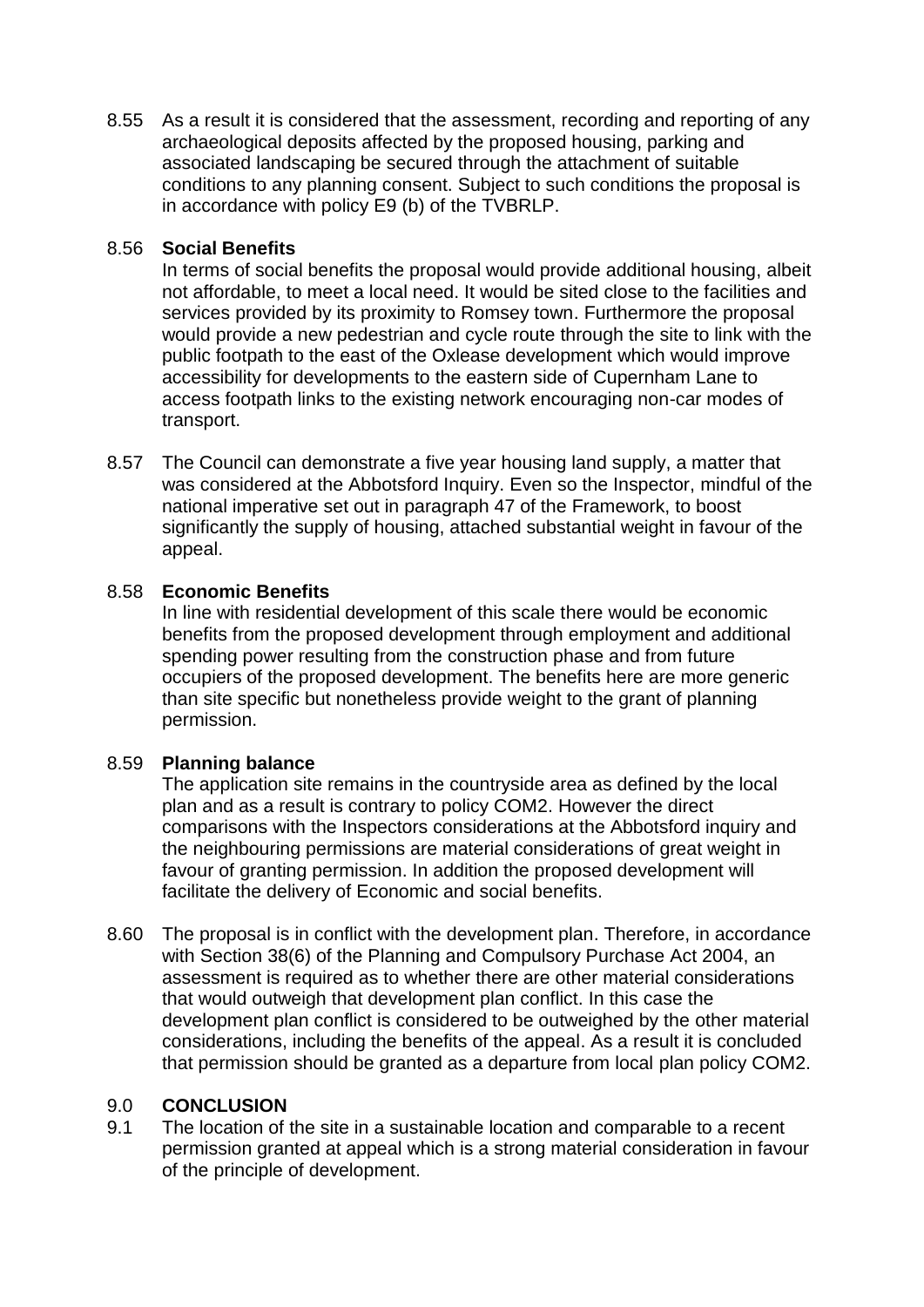8.55 As a result it is considered that the assessment, recording and reporting of any archaeological deposits affected by the proposed housing, parking and associated landscaping be secured through the attachment of suitable conditions to any planning consent. Subject to such conditions the proposal is in accordance with policy E9 (b) of the TVBRLP.

8.56 **Social Benefits**

In terms of social benefits the proposal would provide additional housing, albeit not affordable, to meet a local need. It would be sited close to the facilities and services provided by its proximity to Romsey town. Furthermore the proposal would provide a new pedestrian and cycle route through the site to link with the public footpath to the east of the Oxlease development which would improve accessibility for developments to the eastern side of Cupernham Lane to access footpath links to the existing network encouraging non-car modes of transport.

8.57 The Council can demonstrate a five year housing land supply, a matter that was considered at the Abbotsford Inquiry. Even so the Inspector, mindful of the national imperative set out in paragraph 47 of the Framework, to boost significantly the supply of housing, attached substantial weight in favour of the appeal.

8.58 **Economic Benefits**

In line with residential development of this scale there would be economic benefits from the proposed development through employment and additional spending power resulting from the construction phase and from future occupiers of the proposed development. The benefits here are more generic than site specific but nonetheless provide weight to the grant of planning permission.

8.59 **Planning balance**

The application site remains in the countryside area as defined by the local plan and as a result is contrary to policy COM2. However the direct comparisons with the Inspectors considerations at the Abbotsford inquiry and the neighbouring permissions are material considerations of great weight in favour of granting permission. In addition the proposed development will facilitate the delivery of Economic and social benefits.

8.60 The proposal is in conflict with the development plan. Therefore, in accordance with Section 38(6) of the Planning and Compulsory Purchase Act 2004, an assessment is required as to whether there are other material considerations that would outweigh that development plan conflict. In this case the development plan conflict is considered to be outweighed by the other material considerations, including the benefits of the appeal. As a result it is concluded that permission should be granted as a departure from local plan policy COM2.

## 9.0 CONCLUSION

9.1 The location of the site in a sustainable location and comparable to a recent permission granted at appeal which is a strong material consideration in favour of the principle of development.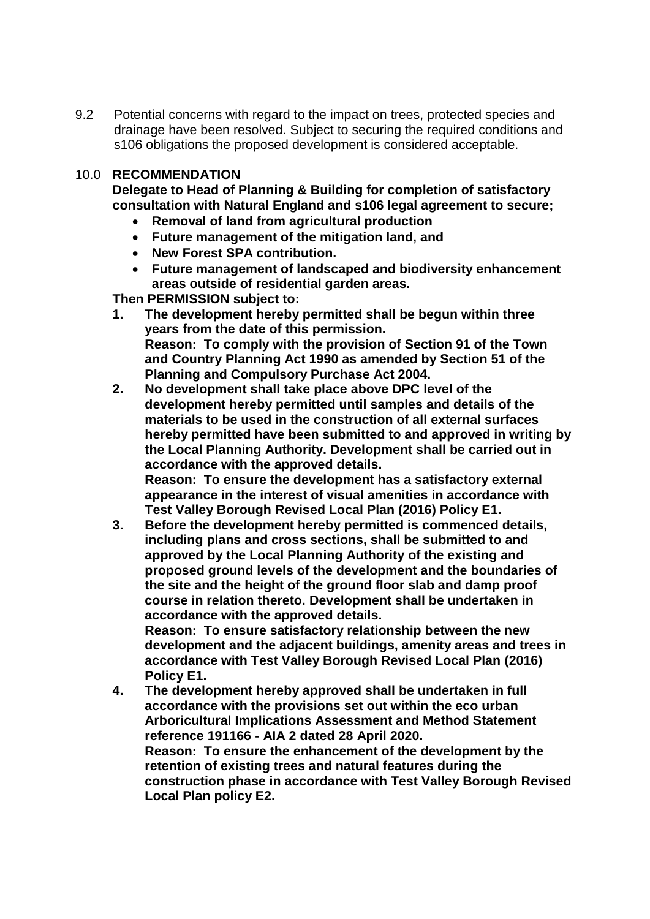9.2 Potential concerns with regard to the impact on trees, protected species and drainage have been resolved. Subject to securing the required conditions and s106 obligations the proposed development is considered acceptable.

## 10.0 RECOMMENDATION

**Delegate to Head of Planning & Building for completion of satisfactory consultation with Natural England and s106 legal agreement to secure;**

- **Removal of land from agricultural production**
- **Future management of the mitigation land, and**
- **New Forest SPA contribution.**
- **Future management of landscaped and biodiversity enhancement areas outside of residential garden areas.**

**Then PERMISSION subject to:**

1. **The development hereby permitted shall be begun within three years from the date of this permission.**
   **Reason: To comply with the provision of Section 91 of the Town and Country Planning Act 1990 as amended by Section 51 of the Planning and Compulsory Purchase Act 2004.**
2. **No development shall take place above DPC level of the development hereby permitted until samples and details of the materials to be used in the construction of all external surfaces hereby permitted have been submitted to and approved in writing by the Local Planning Authority. Development shall be carried out in accordance with the approved details.**
   **Reason: To ensure the development has a satisfactory external appearance in the interest of visual amenities in accordance with Test Valley Borough Revised Local Plan (2016) Policy E1.**
3. **Before the development hereby permitted is commenced details, including plans and cross sections, shall be submitted to and approved by the Local Planning Authority of the existing and proposed ground levels of the development and the boundaries of the site and the height of the ground floor slab and damp proof course in relation thereto. Development shall be undertaken in accordance with the approved details.**
   **Reason: To ensure satisfactory relationship between the new development and the adjacent buildings, amenity areas and trees in accordance with Test Valley Borough Revised Local Plan (2016) Policy E1.**
4. **The development hereby approved shall be undertaken in full accordance with the provisions set out within the eco urban Arboricultural Implications Assessment and Method Statement reference 191166 - AIA 2 dated 28 April 2020.**
   **Reason: To ensure the enhancement of the development by the retention of existing trees and natural features during the construction phase in accordance with Test Valley Borough Revised Local Plan policy E2.**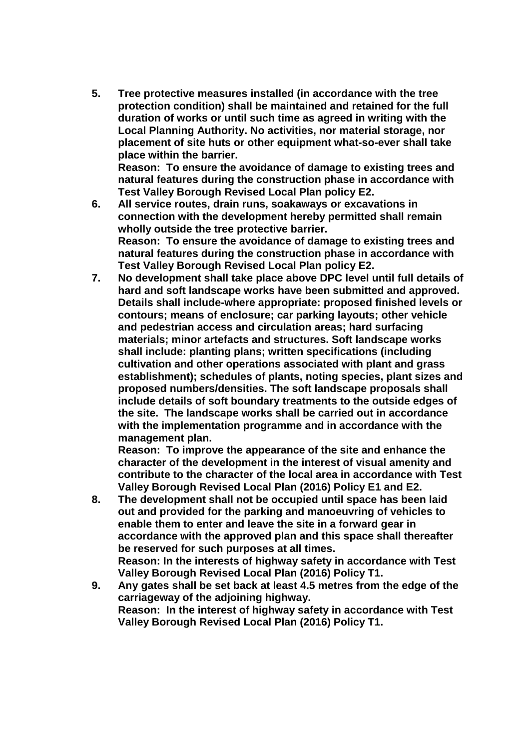**5. Tree protective measures installed (in accordance with the tree protection condition) shall be maintained and retained for the full duration of works or until such time as agreed in writing with the Local Planning Authority. No activities, nor material storage, nor placement of site huts or other equipment what-so-ever shall take place within the barrier.**
**Reason: To ensure the avoidance of damage to existing trees and natural features during the construction phase in accordance with Test Valley Borough Revised Local Plan policy E2.**

**6. All service routes, drain runs, soakaways or excavations in connection with the development hereby permitted shall remain wholly outside the tree protective barrier.**
**Reason: To ensure the avoidance of damage to existing trees and natural features during the construction phase in accordance with Test Valley Borough Revised Local Plan policy E2.**

**7. No development shall take place above DPC level until full details of hard and soft landscape works have been submitted and approved. Details shall include-where appropriate: proposed finished levels or contours; means of enclosure; car parking layouts; other vehicle and pedestrian access and circulation areas; hard surfacing materials; minor artefacts and structures. Soft landscape works shall include: planting plans; written specifications (including cultivation and other operations associated with plant and grass establishment); schedules of plants, noting species, plant sizes and proposed numbers/densities. The soft landscape proposals shall include details of soft boundary treatments to the outside edges of the site. The landscape works shall be carried out in accordance with the implementation programme and in accordance with the management plan.**
**Reason: To improve the appearance of the site and enhance the character of the development in the interest of visual amenity and contribute to the character of the local area in accordance with Test Valley Borough Revised Local Plan (2016) Policy E1 and E2.**

**8. The development shall not be occupied until space has been laid out and provided for the parking and manoeuvring of vehicles to enable them to enter and leave the site in a forward gear in accordance with the approved plan and this space shall thereafter be reserved for such purposes at all times.**
**Reason: In the interests of highway safety in accordance with Test Valley Borough Revised Local Plan (2016) Policy T1.**

**9. Any gates shall be set back at least 4.5 metres from the edge of the carriageway of the adjoining highway.**
**Reason: In the interest of highway safety in accordance with Test Valley Borough Revised Local Plan (2016) Policy T1.**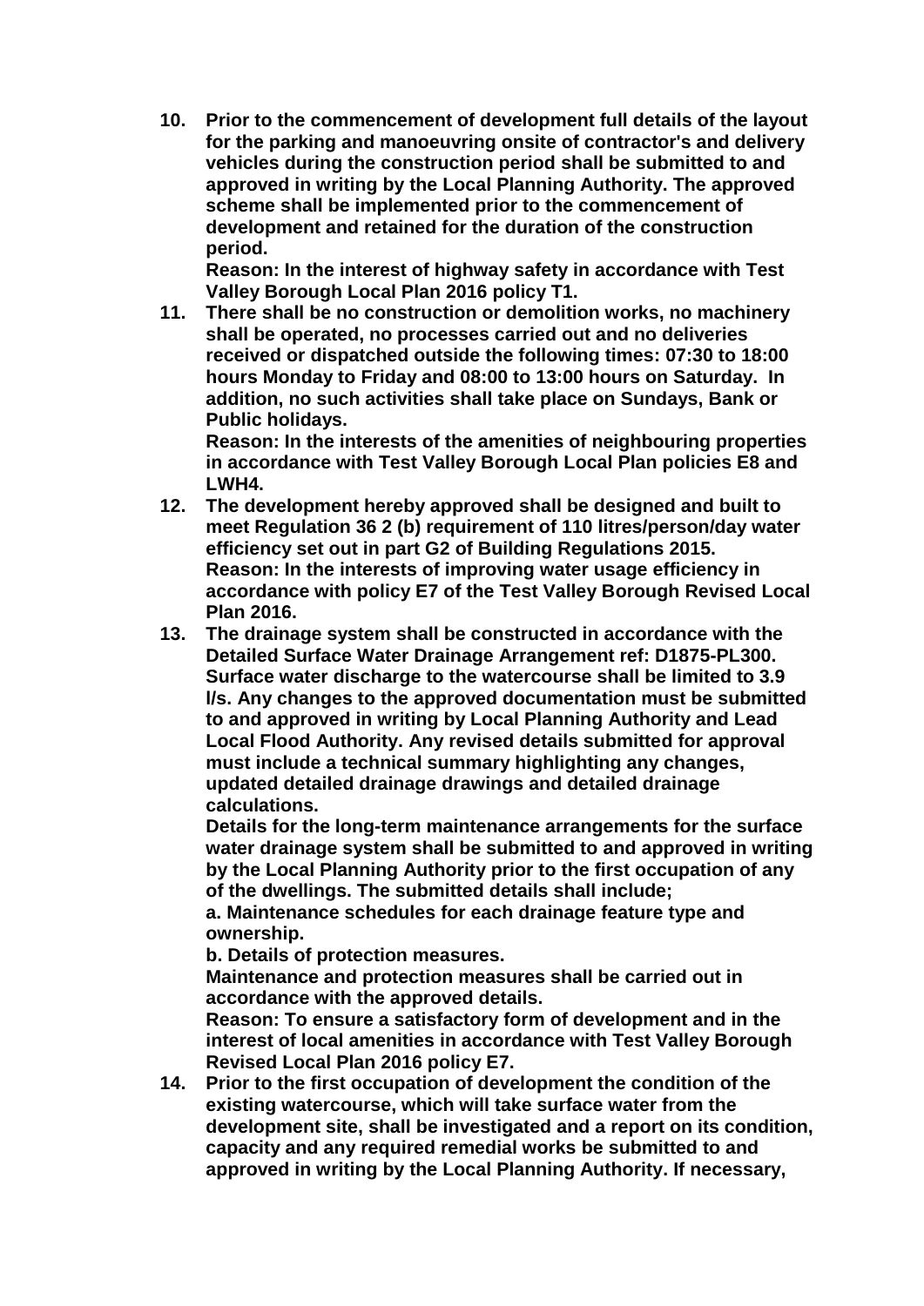**10. Prior to the commencement of development full details of the layout for the parking and manoeuvring onsite of contractor's and delivery vehicles during the construction period shall be submitted to and approved in writing by the Local Planning Authority. The approved scheme shall be implemented prior to the commencement of development and retained for the duration of the construction period.**
**Reason: In the interest of highway safety in accordance with Test Valley Borough Local Plan 2016 policy T1.**

**11. There shall be no construction or demolition works, no machinery shall be operated, no processes carried out and no deliveries received or dispatched outside the following times: 07:30 to 18:00 hours Monday to Friday and 08:00 to 13:00 hours on Saturday. In addition, no such activities shall take place on Sundays, Bank or Public holidays.**
**Reason: In the interests of the amenities of neighbouring properties in accordance with Test Valley Borough Local Plan policies E8 and LWH4.**

**12. The development hereby approved shall be designed and built to meet Regulation 36 2 (b) requirement of 110 litres/person/day water efficiency set out in part G2 of Building Regulations 2015.**
**Reason: In the interests of improving water usage efficiency in accordance with policy E7 of the Test Valley Borough Revised Local Plan 2016.**

**13. The drainage system shall be constructed in accordance with the Detailed Surface Water Drainage Arrangement ref: D1875-PL300. Surface water discharge to the watercourse shall be limited to 3.9 l/s. Any changes to the approved documentation must be submitted to and approved in writing by Local Planning Authority and Lead Local Flood Authority. Any revised details submitted for approval must include a technical summary highlighting any changes, updated detailed drainage drawings and detailed drainage calculations.**
**Details for the long-term maintenance arrangements for the surface water drainage system shall be submitted to and approved in writing by the Local Planning Authority prior to the first occupation of any of the dwellings. The submitted details shall include;**
**a. Maintenance schedules for each drainage feature type and ownership.**
**b. Details of protection measures.**
**Maintenance and protection measures shall be carried out in accordance with the approved details.**
**Reason: To ensure a satisfactory form of development and in the interest of local amenities in accordance with Test Valley Borough Revised Local Plan 2016 policy E7.**

**14. Prior to the first occupation of development the condition of the existing watercourse, which will take surface water from the development site, shall be investigated and a report on its condition, capacity and any required remedial works be submitted to and approved in writing by the Local Planning Authority. If necessary,**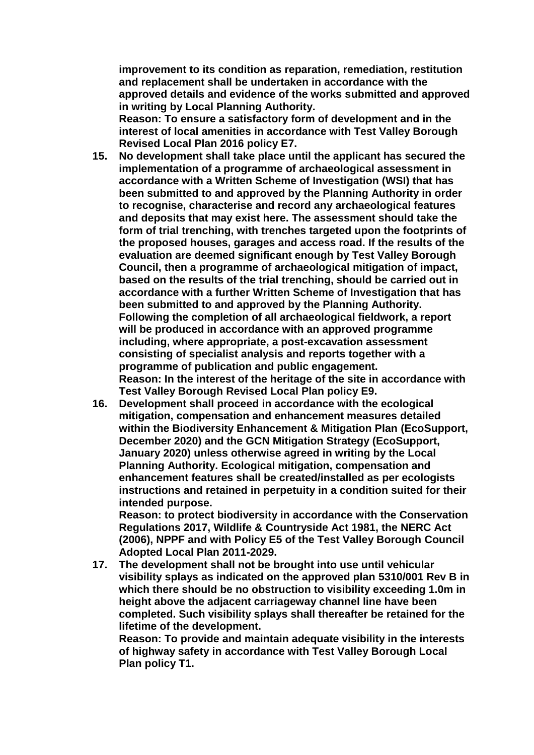**improvement to its condition as reparation, remediation, restitution and replacement shall be undertaken in accordance with the approved details and evidence of the works submitted and approved in writing by Local Planning Authority.**
**Reason: To ensure a satisfactory form of development and in the interest of local amenities in accordance with Test Valley Borough Revised Local Plan 2016 policy E7.**

15. **No development shall take place until the applicant has secured the implementation of a programme of archaeological assessment in accordance with a Written Scheme of Investigation (WSI) that has been submitted to and approved by the Planning Authority in order to recognise, characterise and record any archaeological features and deposits that may exist here. The assessment should take the form of trial trenching, with trenches targeted upon the footprints of the proposed houses, garages and access road. If the results of the evaluation are deemed significant enough by Test Valley Borough Council, then a programme of archaeological mitigation of impact, based on the results of the trial trenching, should be carried out in accordance with a further Written Scheme of Investigation that has been submitted to and approved by the Planning Authority. Following the completion of all archaeological fieldwork, a report will be produced in accordance with an approved programme including, where appropriate, a post-excavation assessment consisting of specialist analysis and reports together with a programme of publication and public engagement.**
**Reason: In the interest of the heritage of the site in accordance with Test Valley Borough Revised Local Plan policy E9.**

16. **Development shall proceed in accordance with the ecological mitigation, compensation and enhancement measures detailed within the Biodiversity Enhancement & Mitigation Plan (EcoSupport, December 2020) and the GCN Mitigation Strategy (EcoSupport, January 2020) unless otherwise agreed in writing by the Local Planning Authority. Ecological mitigation, compensation and enhancement features shall be created/installed as per ecologists instructions and retained in perpetuity in a condition suited for their intended purpose.**
**Reason: to protect biodiversity in accordance with the Conservation Regulations 2017, Wildlife & Countryside Act 1981, the NERC Act (2006), NPPF and with Policy E5 of the Test Valley Borough Council Adopted Local Plan 2011-2029.**

17. **The development shall not be brought into use until vehicular visibility splays as indicated on the approved plan 5310/001 Rev B in which there should be no obstruction to visibility exceeding 1.0m in height above the adjacent carriageway channel line have been completed. Such visibility splays shall thereafter be retained for the lifetime of the development.**
**Reason: To provide and maintain adequate visibility in the interests of highway safety in accordance with Test Valley Borough Local Plan policy T1.**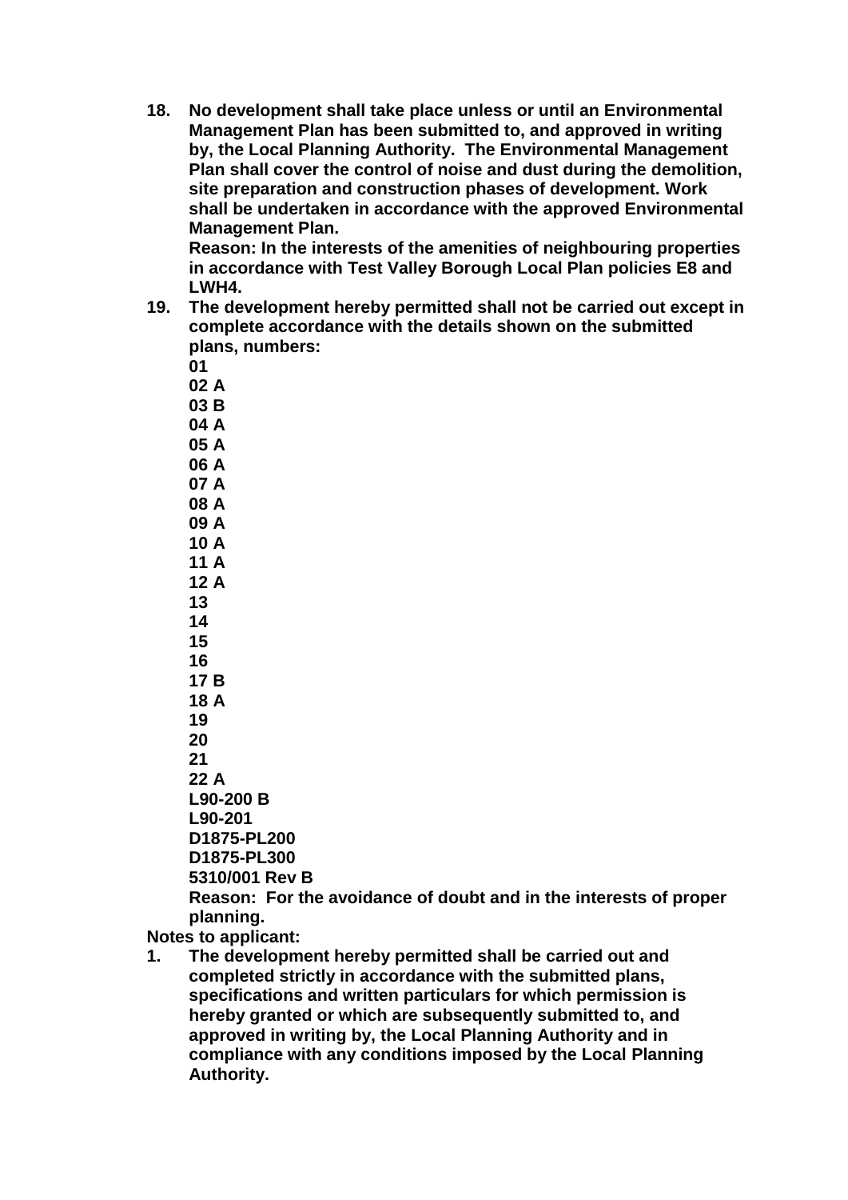18. **No development shall take place unless or until an Environmental Management Plan has been submitted to, and approved in writing by, the Local Planning Authority. The Environmental Management Plan shall cover the control of noise and dust during the demolition, site preparation and construction phases of development. Work shall be undertaken in accordance with the approved Environmental Management Plan.**
    **Reason: In the interests of the amenities of neighbouring properties in accordance with Test Valley Borough Local Plan policies E8 and LWH4.**
19. **The development hereby permitted shall not be carried out except in complete accordance with the details shown on the submitted plans, numbers:**
    **01**
    **02 A**
    **03 B**
    **04 A**
    **05 A**
    **06 A**
    **07 A**
    **08 A**
    **09 A**
    **10 A**
    **11 A**
    **12 A**
    **13**
    **14**
    **15**
    **16**
    **17 B**
    **18 A**
    **19**
    **20**
    **21**
    **22 A**
    **L90-200 B**
    **L90-201**
    **D1875-PL200**
    **D1875-PL300**
    **5310/001 Rev B**
    **Reason: For the avoidance of doubt and in the interests of proper planning.**

**Notes to applicant:**

1. **The development hereby permitted shall be carried out and completed strictly in accordance with the submitted plans, specifications and written particulars for which permission is hereby granted or which are subsequently submitted to, and approved in writing by, the Local Planning Authority and in compliance with any conditions imposed by the Local Planning Authority.**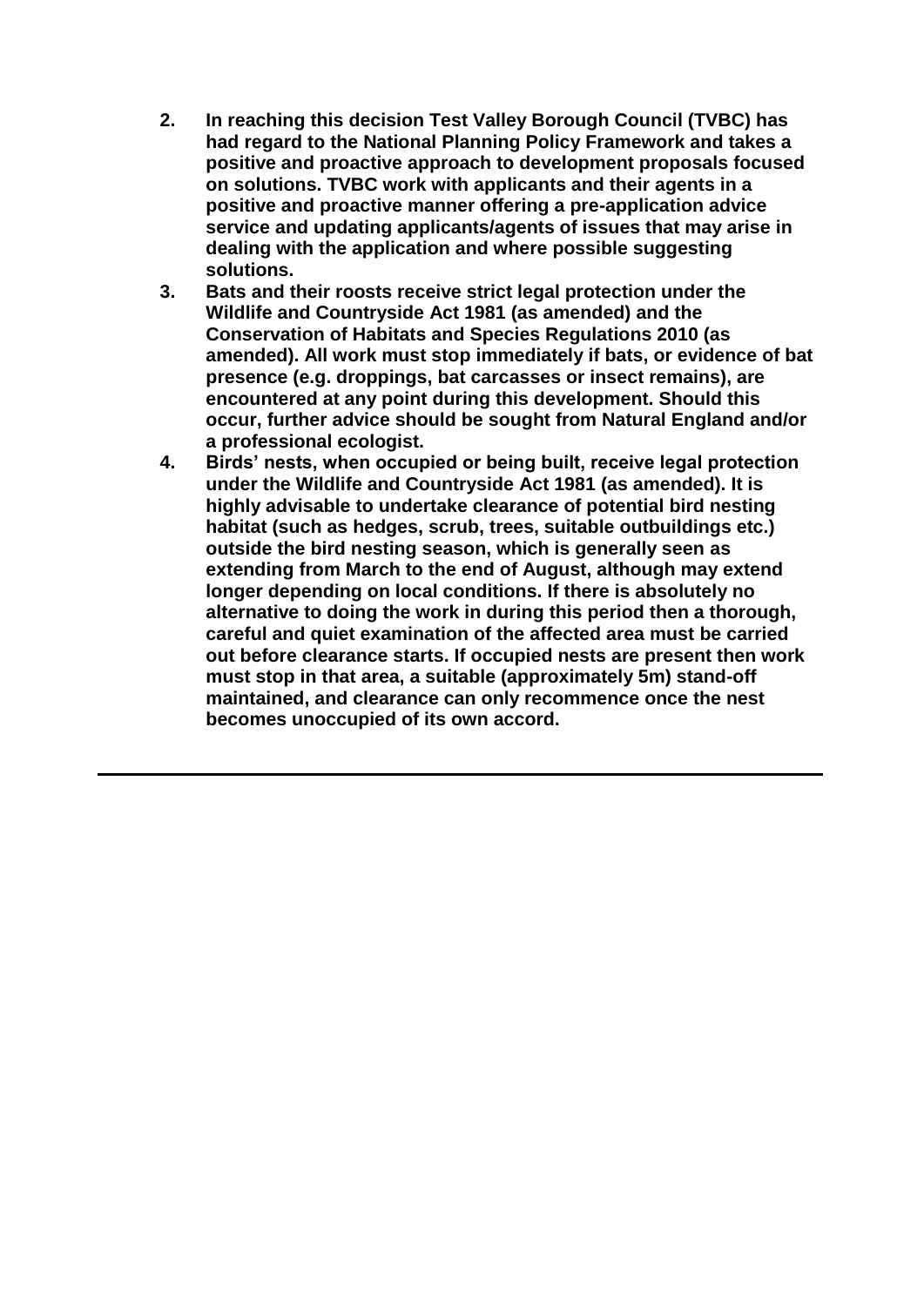2. **In reaching this decision Test Valley Borough Council (TVBC) has had regard to the National Planning Policy Framework and takes a positive and proactive approach to development proposals focused on solutions. TVBC work with applicants and their agents in a positive and proactive manner offering a pre-application advice service and updating applicants/agents of issues that may arise in dealing with the application and where possible suggesting solutions.**
3. **Bats and their roosts receive strict legal protection under the Wildlife and Countryside Act 1981 (as amended) and the Conservation of Habitats and Species Regulations 2010 (as amended). All work must stop immediately if bats, or evidence of bat presence (e.g. droppings, bat carcasses or insect remains), are encountered at any point during this development. Should this occur, further advice should be sought from Natural England and/or a professional ecologist.**
4. **Birds' nests, when occupied or being built, receive legal protection under the Wildlife and Countryside Act 1981 (as amended). It is highly advisable to undertake clearance of potential bird nesting habitat (such as hedges, scrub, trees, suitable outbuildings etc.) outside the bird nesting season, which is generally seen as extending from March to the end of August, although may extend longer depending on local conditions. If there is absolutely no alternative to doing the work in during this period then a thorough, careful and quiet examination of the affected area must be carried out before clearance starts. If occupied nests are present then work must stop in that area, a suitable (approximately 5m) stand-off maintained, and clearance can only recommence once the nest becomes unoccupied of its own accord.**

---